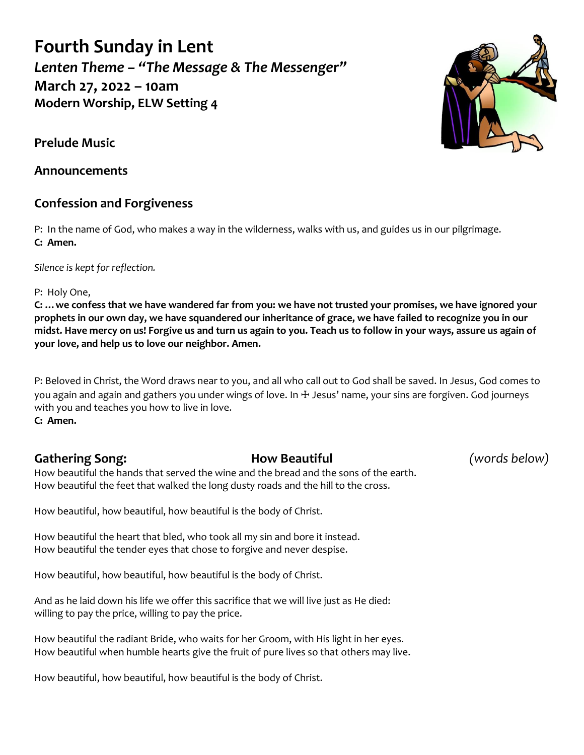# Fourth Sunday in Lent

***Lenten Theme – "The Message & The Messenger"***
**March 27, 2022 – 10am**
**Modern Worship, ELW Setting 4**

## Prelude Music

## Announcements

## Confession and Forgiveness

P: In the name of God, who makes a way in the wilderness, walks with us, and guides us in our pilgrimage.
**C: Amen.**

*Silence is kept for reflection.*

P: Holy One,
**C: ... we confess that we have wandered far from you: we have not trusted your promises, we have ignored your prophets in our own day, we have squandered our inheritance of grace, we have failed to recognize you in our midst. Have mercy on us! Forgive us and turn us again to you. Teach us to follow in your ways, assure us again of your love, and help us to love our neighbor. Amen.**

P: Beloved in Christ, the Word draws near to you, and all who call out to God shall be saved. In Jesus, God comes to you again and again and gathers you under wings of love. In ☩ Jesus' name, your sins are forgiven. God journeys with you and teaches you how to live in love.
**C: Amen.**

## Gathering Song: How Beautiful *(words below)*

How beautiful the hands that served the wine and the bread and the sons of the earth.
How beautiful the feet that walked the long dusty roads and the hill to the cross.

How beautiful, how beautiful, how beautiful is the body of Christ.

How beautiful the heart that bled, who took all my sin and bore it instead.
How beautiful the tender eyes that chose to forgive and never despise.

How beautiful, how beautiful, how beautiful is the body of Christ.

And as he laid down his life we offer this sacrifice that we will live just as He died:
willing to pay the price, willing to pay the price.

How beautiful the radiant Bride, who waits for her Groom, with His light in her eyes.
How beautiful when humble hearts give the fruit of pure lives so that others may live.

How beautiful, how beautiful, how beautiful is the body of Christ.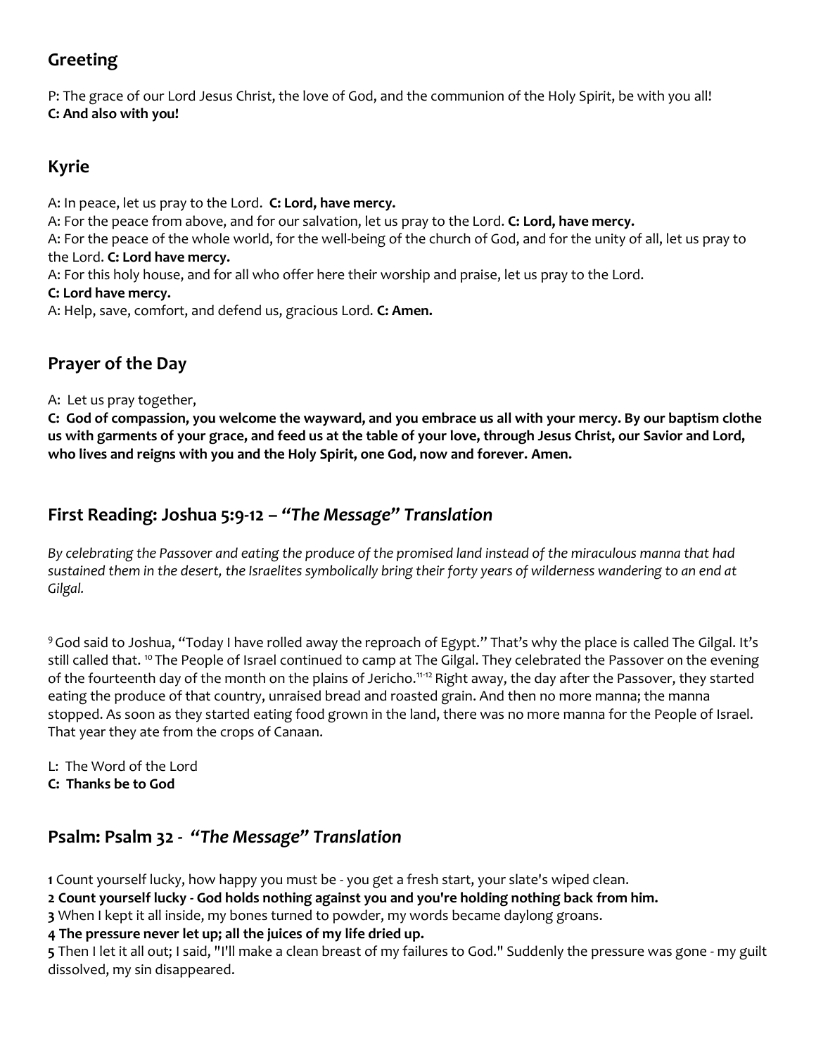## Greeting

P: The grace of our Lord Jesus Christ, the love of God, and the communion of the Holy Spirit, be with you all!
**C: And also with you!**

## Kyrie

A: In peace, let us pray to the Lord. **C: Lord, have mercy.**
A: For the peace from above, and for our salvation, let us pray to the Lord. **C: Lord, have mercy.**
A: For the peace of the whole world, for the well-being of the church of God, and for the unity of all, let us pray to the Lord. **C: Lord have mercy.**
A: For this holy house, and for all who offer here their worship and praise, let us pray to the Lord.
**C: Lord have mercy.**
A: Help, save, comfort, and defend us, gracious Lord. **C: Amen.**

## Prayer of the Day

A: Let us pray together,
**C: God of compassion, you welcome the wayward, and you embrace us all with your mercy. By our baptism clothe us with garments of your grace, and feed us at the table of your love, through Jesus Christ, our Savior and Lord, who lives and reigns with you and the Holy Spirit, one God, now and forever. Amen.**

## First Reading: Joshua 5:9-12 – *"The Message" Translation*

*By celebrating the Passover and eating the produce of the promised land instead of the miraculous manna that had sustained them in the desert, the Israelites symbolically bring their forty years of wilderness wandering to an end at Gilgal.*

[9] God said to Joshua, "Today I have rolled away the reproach of Egypt." That's why the place is called The Gilgal. It's still called that. [10] The People of Israel continued to camp at The Gilgal. They celebrated the Passover on the evening of the fourteenth day of the month on the plains of Jericho.[11-12] Right away, the day after the Passover, they started eating the produce of that country, unraised bread and roasted grain. And then no more manna; the manna stopped. As soon as they started eating food grown in the land, there was no more manna for the People of Israel. That year they ate from the crops of Canaan.

L: The Word of the Lord
**C: Thanks be to God**

## Psalm: Psalm 32 - *"The Message" Translation*

**1** Count yourself lucky, how happy you must be - you get a fresh start, your slate's wiped clean.
**2 Count yourself lucky - God holds nothing against you and you're holding nothing back from him.**
**3** When I kept it all inside, my bones turned to powder, my words became daylong groans.
**4 The pressure never let up; all the juices of my life dried up.**
**5** Then I let it all out; I said, "I'll make a clean breast of my failures to God." Suddenly the pressure was gone - my guilt dissolved, my sin disappeared.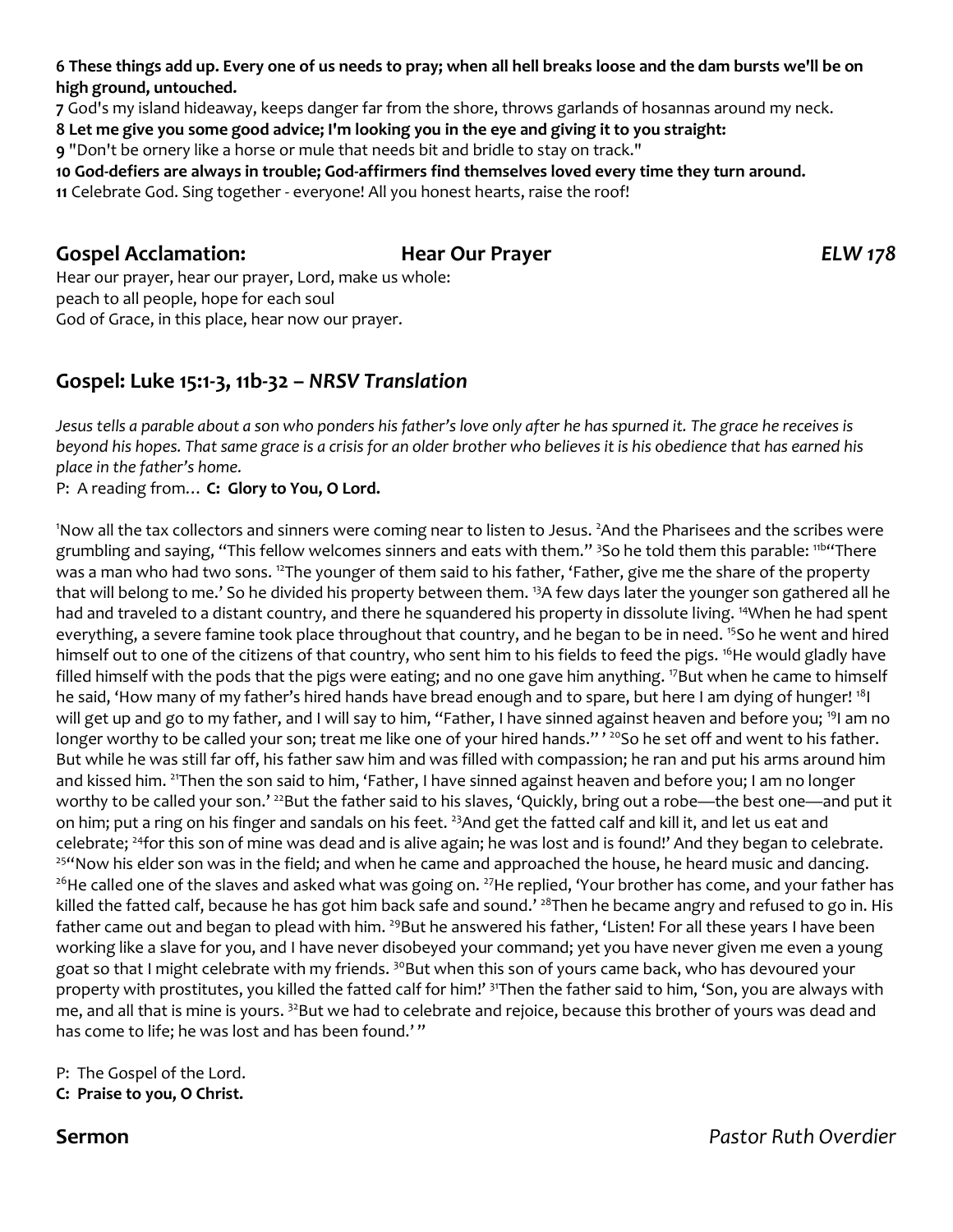**6 These things add up. Every one of us needs to pray; when all hell breaks loose and the dam bursts we'll be on high ground, untouched.**

**7** God's my island hideaway, keeps danger far from the shore, throws garlands of hosannas around my neck.

**8 Let me give you some good advice; I'm looking you in the eye and giving it to you straight:**

**9** "Don't be ornery like a horse or mule that needs bit and bridle to stay on track."

**10 God-defiers are always in trouble; God-affirmers find themselves loved every time they turn around.**

**11** Celebrate God. Sing together - everyone! All you honest hearts, raise the roof!

## Gospel Acclamation: Hear Our Prayer *ELW 178*

Hear our prayer, hear our prayer, Lord, make us whole:
peach to all people, hope for each soul
God of Grace, in this place, hear now our prayer.

## Gospel: Luke 15:1-3, 11b-32 – *NRSV Translation*

*Jesus tells a parable about a son who ponders his father's love only after he has spurned it. The grace he receives is beyond his hopes. That same grace is a crisis for an older brother who believes it is his obedience that has earned his place in the father's home.*

P: A reading from… **C: Glory to You, O Lord.**

[1]Now all the tax collectors and sinners were coming near to listen to Jesus. [2]And the Pharisees and the scribes were grumbling and saying, "This fellow welcomes sinners and eats with them." [3]So he told them this parable: [11b]"There was a man who had two sons. [12]The younger of them said to his father, 'Father, give me the share of the property that will belong to me.' So he divided his property between them. [13]A few days later the younger son gathered all he had and traveled to a distant country, and there he squandered his property in dissolute living. [14]When he had spent everything, a severe famine took place throughout that country, and he began to be in need. [15]So he went and hired himself out to one of the citizens of that country, who sent him to his fields to feed the pigs. [16]He would gladly have filled himself with the pods that the pigs were eating; and no one gave him anything. [17]But when he came to himself he said, 'How many of my father's hired hands have bread enough and to spare, but here I am dying of hunger! [18]I will get up and go to my father, and I will say to him, "Father, I have sinned against heaven and before you; [19]I am no longer worthy to be called your son; treat me like one of your hired hands."' [20]So he set off and went to his father. But while he was still far off, his father saw him and was filled with compassion; he ran and put his arms around him and kissed him. [21]Then the son said to him, 'Father, I have sinned against heaven and before you; I am no longer worthy to be called your son.' [22]But the father said to his slaves, 'Quickly, bring out a robe—the best one—and put it on him; put a ring on his finger and sandals on his feet. [23]And get the fatted calf and kill it, and let us eat and celebrate; [24]for this son of mine was dead and is alive again; he was lost and is found!' And they began to celebrate. [25]"Now his elder son was in the field; and when he came and approached the house, he heard music and dancing. [26]He called one of the slaves and asked what was going on. [27]He replied, 'Your brother has come, and your father has killed the fatted calf, because he has got him back safe and sound.' [28]Then he became angry and refused to go in. His father came out and began to plead with him. [29]But he answered his father, 'Listen! For all these years I have been working like a slave for you, and I have never disobeyed your command; yet you have never given me even a young goat so that I might celebrate with my friends. [30]But when this son of yours came back, who has devoured your property with prostitutes, you killed the fatted calf for him!' [31]Then the father said to him, 'Son, you are always with me, and all that is mine is yours. [32]But we had to celebrate and rejoice, because this brother of yours was dead and has come to life; he was lost and has been found.'"

P: The Gospel of the Lord.
**C: Praise to you, O Christ.**

## Sermon *Pastor Ruth Overdier*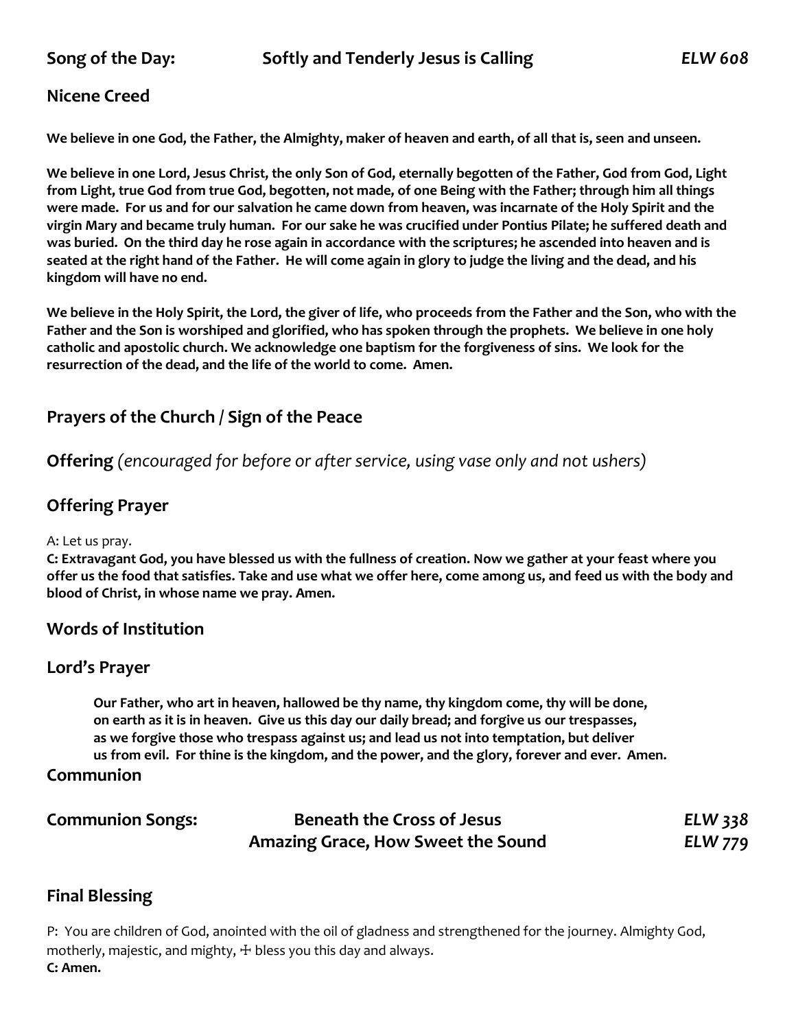## Song of the Day: Softly and Tenderly Jesus is Calling *ELW 608*

## Nicene Creed

**We believe in one God, the Father, the Almighty, maker of heaven and earth, of all that is, seen and unseen.**

**We believe in one Lord, Jesus Christ, the only Son of God, eternally begotten of the Father, God from God, Light from Light, true God from true God, begotten, not made, of one Being with the Father; through him all things were made. For us and for our salvation he came down from heaven, was incarnate of the Holy Spirit and the virgin Mary and became truly human. For our sake he was crucified under Pontius Pilate; he suffered death and was buried. On the third day he rose again in accordance with the scriptures; he ascended into heaven and is seated at the right hand of the Father. He will come again in glory to judge the living and the dead, and his kingdom will have no end.**

**We believe in the Holy Spirit, the Lord, the giver of life, who proceeds from the Father and the Son, who with the Father and the Son is worshiped and glorified, who has spoken through the prophets. We believe in one holy catholic and apostolic church. We acknowledge one baptism for the forgiveness of sins. We look for the resurrection of the dead, and the life of the world to come. Amen.**

## Prayers of the Church / Sign of the Peace

## Offering *(encouraged for before or after service, using vase only and not ushers)*

## Offering Prayer

A: Let us pray.
**C: Extravagant God, you have blessed us with the fullness of creation. Now we gather at your feast where you offer us the food that satisfies. Take and use what we offer here, come among us, and feed us with the body and blood of Christ, in whose name we pray. Amen.**

## Words of Institution

## Lord's Prayer

**Our Father, who art in heaven, hallowed be thy name, thy kingdom come, thy will be done, on earth as it is in heaven. Give us this day our daily bread; and forgive us our trespasses, as we forgive those who trespass against us; and lead us not into temptation, but deliver us from evil. For thine is the kingdom, and the power, and the glory, forever and ever. Amen.**

## Communion

## Communion Songs:

**Beneath the Cross of Jesus** *ELW 338*
**Amazing Grace, How Sweet the Sound** *ELW 779*

## Final Blessing

P: You are children of God, anointed with the oil of gladness and strengthened for the journey. Almighty God, motherly, majestic, and mighty, ☩ bless you this day and always.
**C: Amen.**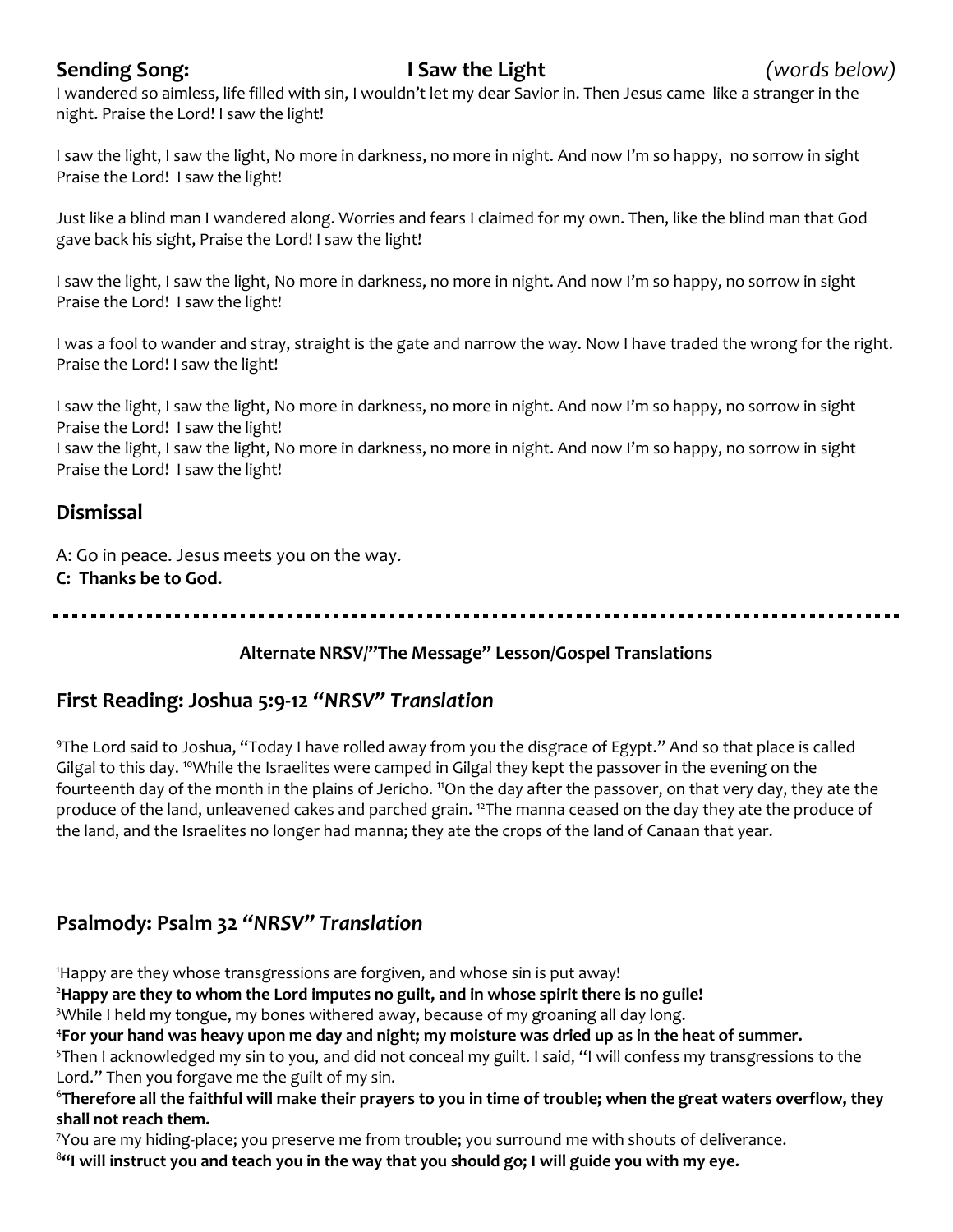## Sending Song: I Saw the Light *(words below)*

I wandered so aimless, life filled with sin, I wouldn't let my dear Savior in. Then Jesus came like a stranger in the night. Praise the Lord! I saw the light!

I saw the light, I saw the light, No more in darkness, no more in night. And now I'm so happy, no sorrow in sight Praise the Lord! I saw the light!

Just like a blind man I wandered along. Worries and fears I claimed for my own. Then, like the blind man that God gave back his sight, Praise the Lord! I saw the light!

I saw the light, I saw the light, No more in darkness, no more in night. And now I'm so happy, no sorrow in sight Praise the Lord! I saw the light!

I was a fool to wander and stray, straight is the gate and narrow the way. Now I have traded the wrong for the right. Praise the Lord! I saw the light!

I saw the light, I saw the light, No more in darkness, no more in night. And now I'm so happy, no sorrow in sight Praise the Lord! I saw the light!
I saw the light, I saw the light, No more in darkness, no more in night. And now I'm so happy, no sorrow in sight Praise the Lord! I saw the light!

## Dismissal

A: Go in peace. Jesus meets you on the way.
**C: Thanks be to God.**

---

**Alternate NRSV/"The Message" Lesson/Gospel Translations**

## First Reading: Joshua 5:9-12 *"NRSV" Translation*

[9]The Lord said to Joshua, "Today I have rolled away from you the disgrace of Egypt." And so that place is called Gilgal to this day. [10]While the Israelites were camped in Gilgal they kept the passover in the evening on the fourteenth day of the month in the plains of Jericho. [11]On the day after the passover, on that very day, they ate the produce of the land, unleavened cakes and parched grain. [12]The manna ceased on the day they ate the produce of the land, and the Israelites no longer had manna; they ate the crops of the land of Canaan that year.

## Psalmody: Psalm 32 *"NRSV" Translation*

[1]Happy are they whose transgressions are forgiven, and whose sin is put away!
[2]**Happy are they to whom the Lord imputes no guilt, and in whose spirit there is no guile!**
[3]While I held my tongue, my bones withered away, because of my groaning all day long.
[4]**For your hand was heavy upon me day and night; my moisture was dried up as in the heat of summer.**
[5]Then I acknowledged my sin to you, and did not conceal my guilt. I said, "I will confess my transgressions to the Lord." Then you forgave me the guilt of my sin.
[6]**Therefore all the faithful will make their prayers to you in time of trouble; when the great waters overflow, they shall not reach them.**
[7]You are my hiding-place; you preserve me from trouble; you surround me with shouts of deliverance.
[8]**"I will instruct you and teach you in the way that you should go; I will guide you with my eye.**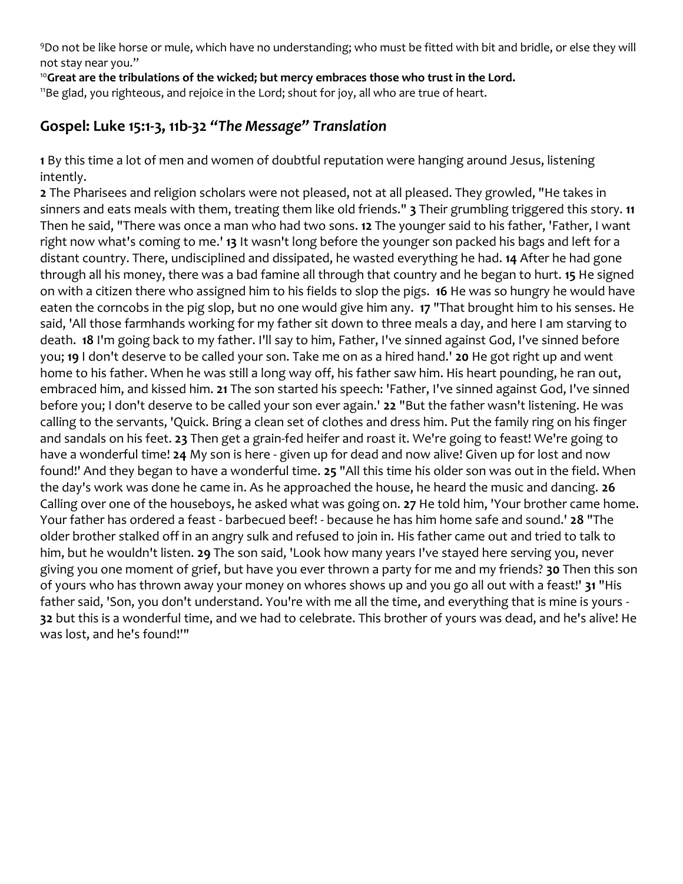[9]Do not be like horse or mule, which have no understanding; who must be fitted with bit and bridle, or else they will not stay near you."

[10]**Great are the tribulations of the wicked; but mercy embraces those who trust in the Lord.**

[11]Be glad, you righteous, and rejoice in the Lord; shout for joy, all who are true of heart.

## Gospel: Luke 15:1-3, 11b-32 *"The Message" Translation*

**1** By this time a lot of men and women of doubtful reputation were hanging around Jesus, listening intently.

**2** The Pharisees and religion scholars were not pleased, not at all pleased. They growled, "He takes in sinners and eats meals with them, treating them like old friends." **3** Their grumbling triggered this story. **11** Then he said, "There was once a man who had two sons. **12** The younger said to his father, 'Father, I want right now what's coming to me.' **13** It wasn't long before the younger son packed his bags and left for a distant country. There, undisciplined and dissipated, he wasted everything he had. **14** After he had gone through all his money, there was a bad famine all through that country and he began to hurt. **15** He signed on with a citizen there who assigned him to his fields to slop the pigs. **16** He was so hungry he would have eaten the corncobs in the pig slop, but no one would give him any. **17** "That brought him to his senses. He said, 'All those farmhands working for my father sit down to three meals a day, and here I am starving to death. **18** I'm going back to my father. I'll say to him, Father, I've sinned against God, I've sinned before you; **19** I don't deserve to be called your son. Take me on as a hired hand.' **20** He got right up and went home to his father. When he was still a long way off, his father saw him. His heart pounding, he ran out, embraced him, and kissed him. **21** The son started his speech: 'Father, I've sinned against God, I've sinned before you; I don't deserve to be called your son ever again.' **22** "But the father wasn't listening. He was calling to the servants, 'Quick. Bring a clean set of clothes and dress him. Put the family ring on his finger and sandals on his feet. **23** Then get a grain-fed heifer and roast it. We're going to feast! We're going to have a wonderful time! **24** My son is here - given up for dead and now alive! Given up for lost and now found!' And they began to have a wonderful time. **25** "All this time his older son was out in the field. When the day's work was done he came in. As he approached the house, he heard the music and dancing. **26** Calling over one of the houseboys, he asked what was going on. **27** He told him, 'Your brother came home. Your father has ordered a feast - barbecued beef! - because he has him home safe and sound.' **28** "The older brother stalked off in an angry sulk and refused to join in. His father came out and tried to talk to him, but he wouldn't listen. **29** The son said, 'Look how many years I've stayed here serving you, never giving you one moment of grief, but have you ever thrown a party for me and my friends? **30** Then this son of yours who has thrown away your money on whores shows up and you go all out with a feast!' **31** "His father said, 'Son, you don't understand. You're with me all the time, and everything that is mine is yours - **32** but this is a wonderful time, and we had to celebrate. This brother of yours was dead, and he's alive! He was lost, and he's found!'"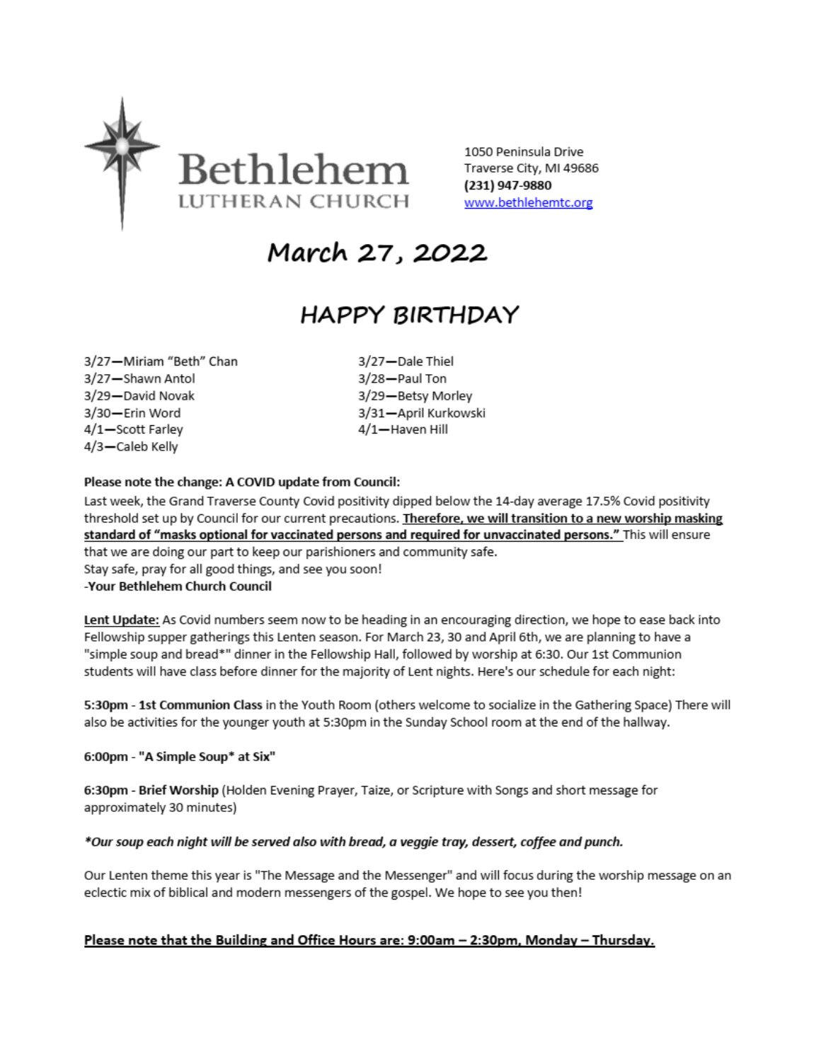# Bethlehem LUTHERAN CHURCH

1050 Peninsula Drive
Traverse City, MI 49686
**(231) 947-9880**
www.bethlehemtc.org

# March 27, 2022

## HAPPY BIRTHDAY

3/27—Miriam "Beth" Chan
3/27—Shawn Antol
3/29—David Novak
3/30—Erin Word
4/1—Scott Farley
4/3—Caleb Kelly
3/27—Dale Thiel
3/28—Paul Ton
3/29—Betsy Morley
3/31—April Kurkowski
4/1—Haven Hill

**Please note the change: A COVID update from Council:**
Last week, the Grand Traverse County Covid positivity dipped below the 14-day average 17.5% Covid positivity threshold set up by Council for our current precautions. **Therefore, we will transition to a new worship masking standard of "masks optional for vaccinated persons and required for unvaccinated persons."** This will ensure that we are doing our part to keep our parishioners and community safe.
Stay safe, pray for all good things, and see you soon!
**-Your Bethlehem Church Council**

**Lent Update:** As Covid numbers seem now to be heading in an encouraging direction, we hope to ease back into Fellowship supper gatherings this Lenten season. For March 23, 30 and April 6th, we are planning to have a "simple soup and bread*" dinner in the Fellowship Hall, followed by worship at 6:30. Our 1st Communion students will have class before dinner for the majority of Lent nights. Here's our schedule for each night:

**5:30pm - 1st Communion Class** in the Youth Room (others welcome to socialize in the Gathering Space) There will also be activities for the younger youth at 5:30pm in the Sunday School room at the end of the hallway.

**6:00pm - "A Simple Soup* at Six"**

**6:30pm - Brief Worship** (Holden Evening Prayer, Taize, or Scripture with Songs and short message for approximately 30 minutes)

***Our soup each night will be served also with bread, a veggie tray, dessert, coffee and punch.***

Our Lenten theme this year is "The Message and the Messenger" and will focus during the worship message on an eclectic mix of biblical and modern messengers of the gospel. We hope to see you then!

**Please note that the Building and Office Hours are: 9:00am – 2:30pm, Monday – Thursday.**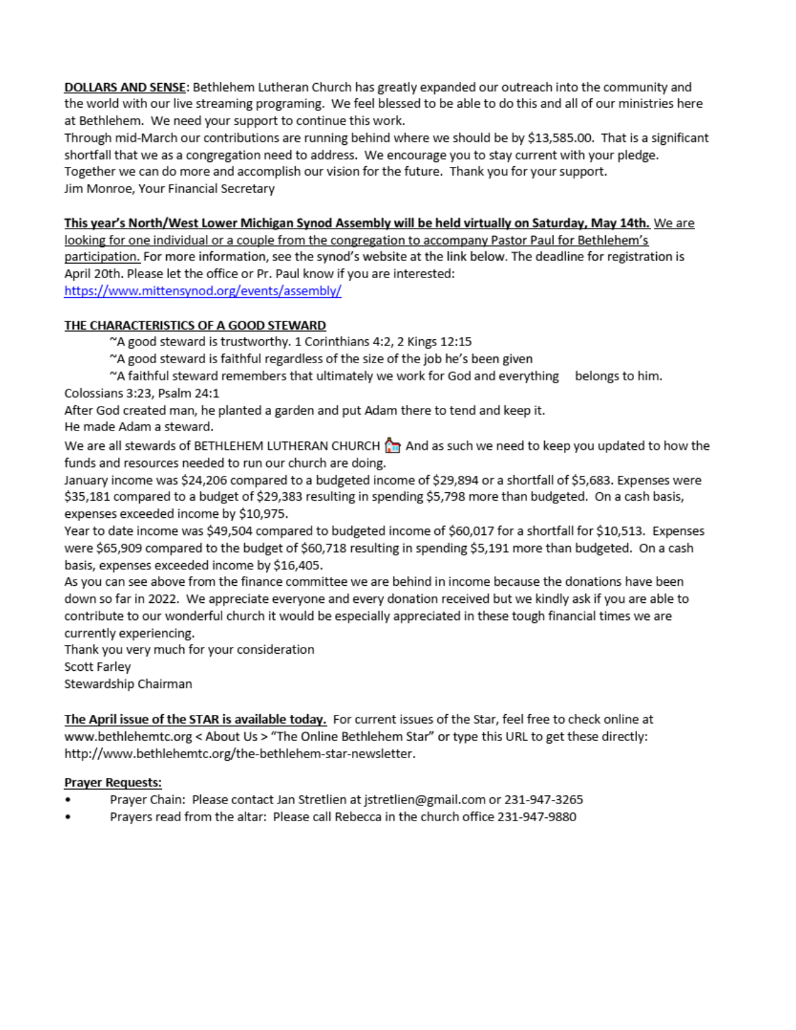**DOLLARS AND SENSE**: Bethlehem Lutheran Church has greatly expanded our outreach into the community and the world with our live streaming programing. We feel blessed to be able to do this and all of our ministries here at Bethlehem. We need your support to continue this work.
Through mid-March our contributions are running behind where we should be by $13,585.00. That is a significant shortfall that we as a congregation need to address. We encourage you to stay current with your pledge. Together we can do more and accomplish our vision for the future. Thank you for your support.
Jim Monroe, Your Financial Secretary

**This year's North/West Lower Michigan Synod Assembly will be held virtually on Saturday, May 14th.** We are looking for one individual or a couple from the congregation to accompany Pastor Paul for Bethlehem's participation. For more information, see the synod's website at the link below. The deadline for registration is April 20th. Please let the office or Pr. Paul know if you are interested:
https://www.mittensynod.org/events/assembly/

**THE CHARACTERISTICS OF A GOOD STEWARD**

~A good steward is trustworthy. 1 Corinthians 4:2, 2 Kings 12:15
~A good steward is faithful regardless of the size of the job he's been given
~A faithful steward remembers that ultimately we work for God and everything belongs to him. Colossians 3:23, Psalm 24:1

After God created man, he planted a garden and put Adam there to tend and keep it.
He made Adam a steward.
We are all stewards of BETHLEHEM LUTHERAN CHURCH 🏫 And as such we need to keep you updated to how the funds and resources needed to run our church are doing.
January income was $24,206 compared to a budgeted income of $29,894 or a shortfall of $5,683. Expenses were $35,181 compared to a budget of $29,383 resulting in spending $5,798 more than budgeted. On a cash basis, expenses exceeded income by $10,975.
Year to date income was $49,504 compared to budgeted income of $60,017 for a shortfall for $10,513. Expenses were $65,909 compared to the budget of $60,718 resulting in spending $5,191 more than budgeted. On a cash basis, expenses exceeded income by $16,405.
As you can see above from the finance committee we are behind in income because the donations have been down so far in 2022. We appreciate everyone and every donation received but we kindly ask if you are able to contribute to our wonderful church it would be especially appreciated in these tough financial times we are currently experiencing.
Thank you very much for your consideration
Scott Farley
Stewardship Chairman

**The April issue of the STAR is available today.** For current issues of the Star, feel free to check online at www.bethlehemtc.org < About Us > "The Online Bethlehem Star" or type this URL to get these directly: http://www.bethlehemtc.org/the-bethlehem-star-newsletter.

**Prayer Requests:**

- Prayer Chain: Please contact Jan Stretlien at jstretlien@gmail.com or 231-947-3265
- Prayers read from the altar: Please call Rebecca in the church office 231-947-9880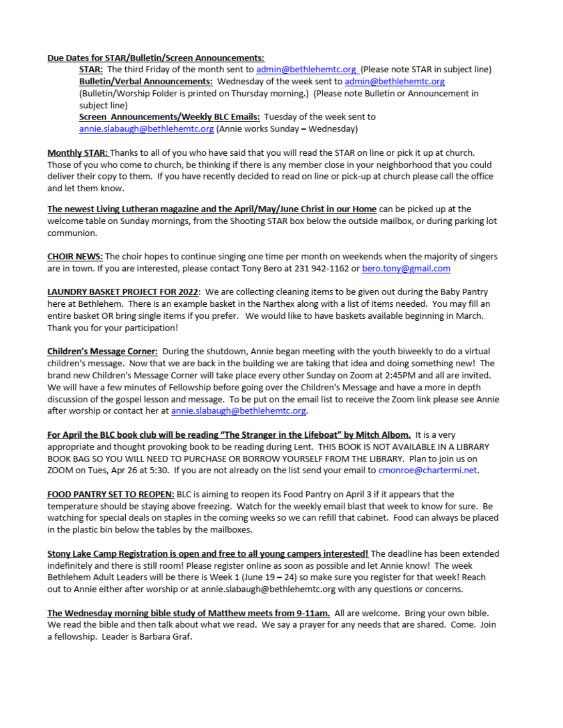**Due Dates for STAR/Bulletin/Screen Announcements:**

**STAR:** The third Friday of the month sent to admin@bethlehemtc.org (Please note STAR in subject line)

**Bulletin/Verbal Announcements:** Wednesday of the week sent to admin@bethlehemtc.org (Bulletin/Worship Folder is printed on Thursday morning.) (Please note Bulletin or Announcement in subject line)

**Screen Announcements/Weekly BLC Emails:** Tuesday of the week sent to annie.slabaugh@bethlehemtc.org (Annie works Sunday – Wednesday)

**Monthly STAR:** Thanks to all of you who have said that you will read the STAR on line or pick it up at church. Those of you who come to church, be thinking if there is any member close in your neighborhood that you could deliver their copy to them. If you have recently decided to read on line or pick-up at church please call the office and let them know.

**The newest Living Lutheran magazine and the April/May/June Christ in our Home** can be picked up at the welcome table on Sunday mornings, from the Shooting STAR box below the outside mailbox, or during parking lot communion.

**CHOIR NEWS:** The choir hopes to continue singing one time per month on weekends when the majority of singers are in town. If you are interested, please contact Tony Bero at 231 942-1162 or bero.tony@gmail.com

**LAUNDRY BASKET PROJECT FOR 2022**: We are collecting cleaning items to be given out during the Baby Pantry here at Bethlehem. There is an example basket in the Narthex along with a list of items needed. You may fill an entire basket OR bring single items if you prefer. We would like to have baskets available beginning in March. Thank you for your participation!

**Children's Message Corner:** During the shutdown, Annie began meeting with the youth biweekly to do a virtual children's message. Now that we are back in the building we are taking that idea and doing something new! The brand new Children's Message Corner will take place every other Sunday on Zoom at 2:45PM and all are invited. We will have a few minutes of Fellowship before going over the Children's Message and have a more in depth discussion of the gospel lesson and message. To be put on the email list to receive the Zoom link please see Annie after worship or contact her at annie.slabaugh@bethlehemtc.org.

**For April the BLC book club will be reading "The Stranger in the Lifeboat" by Mitch Albom.** It is a very appropriate and thought provoking book to be reading during Lent. THIS BOOK IS NOT AVAILABLE IN A LIBRARY BOOK BAG SO YOU WILL NEED TO PURCHASE OR BORROW YOURSELF FROM THE LIBRARY. Plan to join us on ZOOM on Tues, Apr 26 at 5:30. If you are not already on the list send your email to cmonroe@chartermi.net.

**FOOD PANTRY SET TO REOPEN:** BLC is aiming to reopen its Food Pantry on April 3 if it appears that the temperature should be staying above freezing. Watch for the weekly email blast that week to know for sure. Be watching for special deals on staples in the coming weeks so we can refill that cabinet. Food can always be placed in the plastic bin below the tables by the mailboxes.

**Stony Lake Camp Registration is open and free to all young campers interested!** The deadline has been extended indefinitely and there is still room! Please register online as soon as possible and let Annie know! The week Bethlehem Adult Leaders will be there is Week 1 (June 19 – 24) so make sure you register for that week! Reach out to Annie either after worship or at annie.slabaugh@bethlehemtc.org with any questions or concerns.

**The Wednesday morning bible study of Matthew meets from 9-11am.** All are welcome. Bring your own bible. We read the bible and then talk about what we read. We say a prayer for any needs that are shared. Come. Join a fellowship. Leader is Barbara Graf.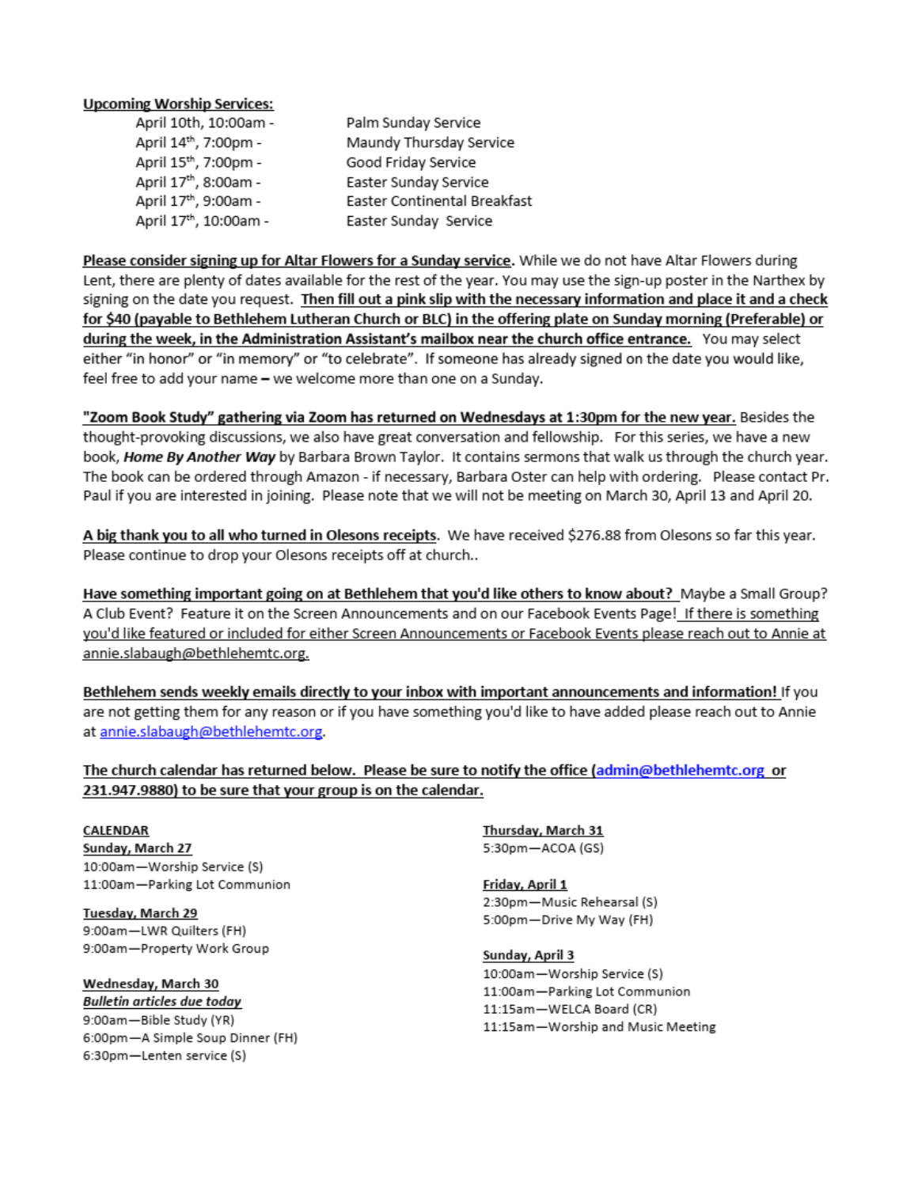**Upcoming Worship Services:**

April 10th, 10:00am - Palm Sunday Service
April 14th, 7:00pm - Maundy Thursday Service
April 15th, 7:00pm - Good Friday Service
April 17th, 8:00am - Easter Sunday Service
April 17th, 9:00am - Easter Continental Breakfast
April 17th, 10:00am - Easter Sunday Service

**Please consider signing up for Altar Flowers for a Sunday service.** While we do not have Altar Flowers during Lent, there are plenty of dates available for the rest of the year. You may use the sign-up poster in the Narthex by signing on the date you request. **Then fill out a pink slip with the necessary information and place it and a check for $40 (payable to Bethlehem Lutheran Church or BLC) in the offering plate on Sunday morning (Preferable) or during the week, in the Administration Assistant's mailbox near the church office entrance.** You may select either "in honor" or "in memory" or "to celebrate". If someone has already signed on the date you would like, feel free to add your name **–** we welcome more than one on a Sunday.

**"Zoom Book Study" gathering via Zoom has returned on Wednesdays at 1:30pm for the new year.** Besides the thought-provoking discussions, we also have great conversation and fellowship. For this series, we have a new book, ***Home By Another Way*** by Barbara Brown Taylor. It contains sermons that walk us through the church year. The book can be ordered through Amazon - if necessary, Barbara Oster can help with ordering. Please contact Pr. Paul if you are interested in joining. Please note that we will not be meeting on March 30, April 13 and April 20.

**A big thank you to all who turned in Olesons receipts**. We have received $276.88 from Olesons so far this year. Please continue to drop your Olesons receipts off at church..

**Have something important going on at Bethlehem that you'd like others to know about?** Maybe a Small Group? A Club Event? Feature it on the Screen Announcements and on our Facebook Events Page! If there is something you'd like featured or included for either Screen Announcements or Facebook Events please reach out to Annie at annie.slabaugh@bethlehemtc.org.

**Bethlehem sends weekly emails directly to your inbox with important announcements and information!** If you are not getting them for any reason or if you have something you'd like to have added please reach out to Annie at annie.slabaugh@bethlehemtc.org.

**The church calendar has returned below. Please be sure to notify the office (admin@bethlehemtc.org or 231.947.9880) to be sure that your group is on the calendar.**

**CALENDAR**

**Sunday, March 27**
10:00am—Worship Service (S)
11:00am—Parking Lot Communion

**Tuesday, March 29**
9:00am—LWR Quilters (FH)
9:00am—Property Work Group

**Wednesday, March 30**
***Bulletin articles due today***
9:00am—Bible Study (YR)
6:00pm—A Simple Soup Dinner (FH)
6:30pm—Lenten service (S)

**Thursday, March 31**
5:30pm—ACOA (GS)

**Friday, April 1**
2:30pm—Music Rehearsal (S)
5:00pm—Drive My Way (FH)

**Sunday, April 3**
10:00am—Worship Service (S)
11:00am—Parking Lot Communion
11:15am—WELCA Board (CR)
11:15am—Worship and Music Meeting